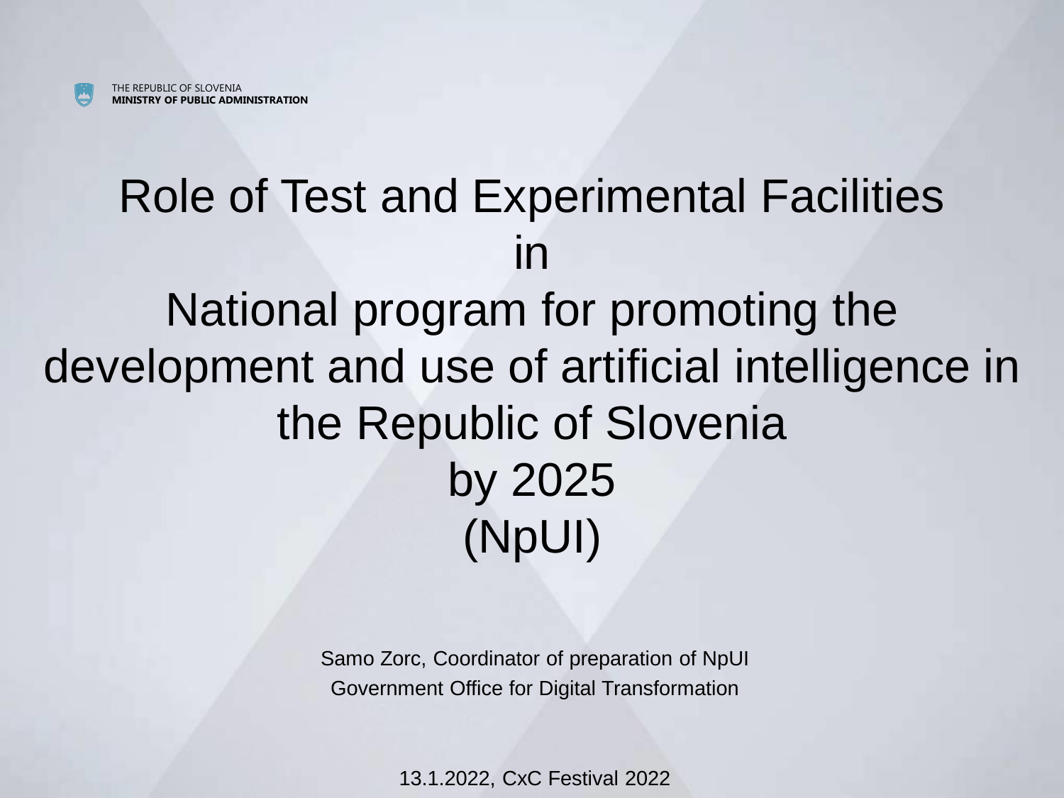THE REPUBLIC OF SLOVENIA
**MINISTRY OF PUBLIC ADMINISTRATION**

# Role of Test and Experimental Facilities in National program for promoting the development and use of artificial intelligence in the Republic of Slovenia by 2025 (NpUI)

Samo Zorc, Coordinator of preparation of NpUI
Government Office for Digital Transformation

13.1.2022, CxC Festival 2022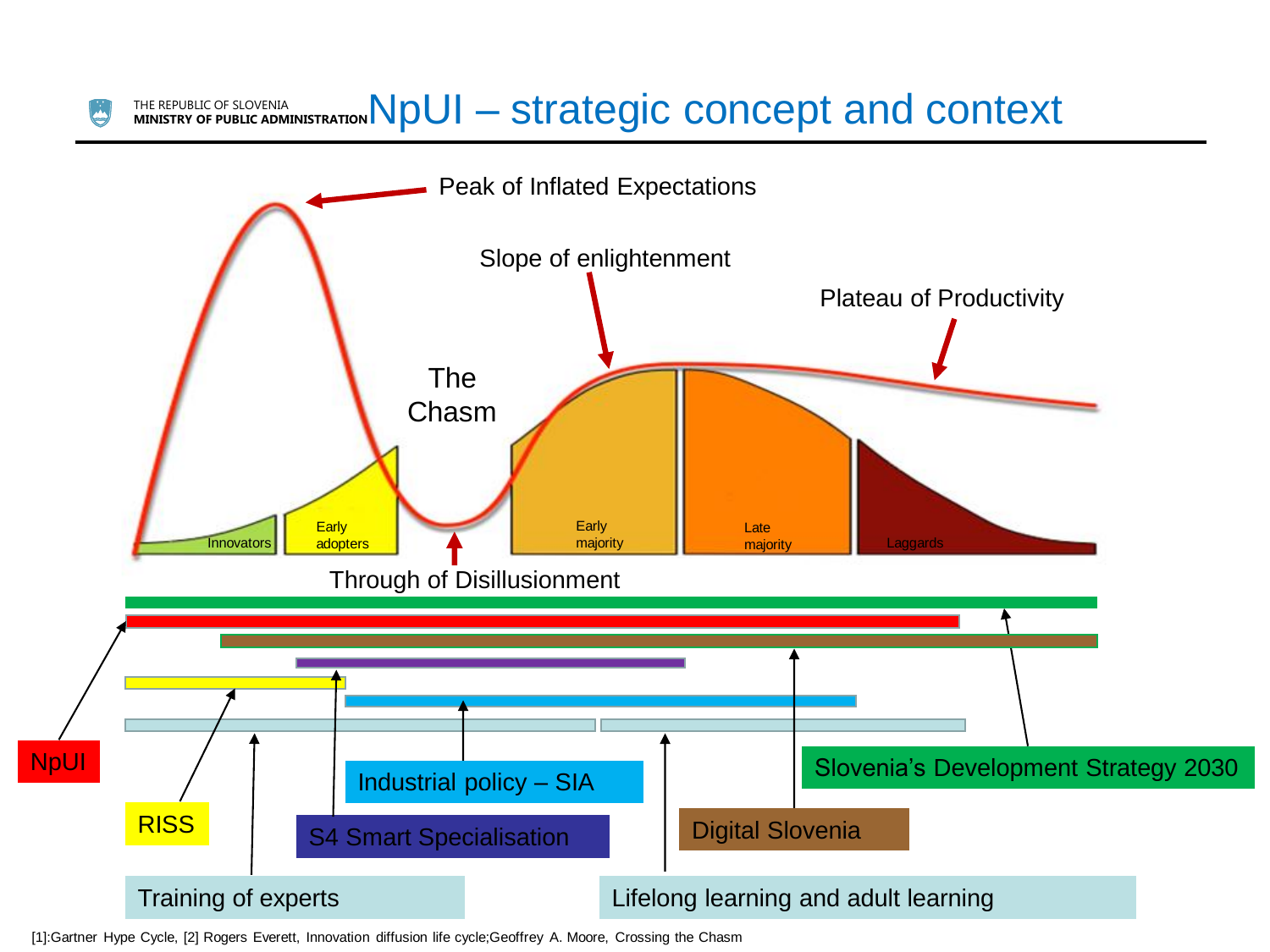# NpUI – strategic concept and context

Peak of Inflated Expectations

Slope of enlightenment

Plateau of Productivity

The Chasm

Innovators

Early adopters

Early majority

Late majority

Laggards

Through of Disillusionment

NpUI

RISS

Industrial policy – SIA

S4 Smart Specialisation

Digital Slovenia

Slovenia's Development Strategy 2030

Training of experts

Lifelong learning and adult learning

[1]:Gartner Hype Cycle, [2] Rogers Everett, Innovation diffusion life cycle;Geoffrey A. Moore, Crossing the Chasm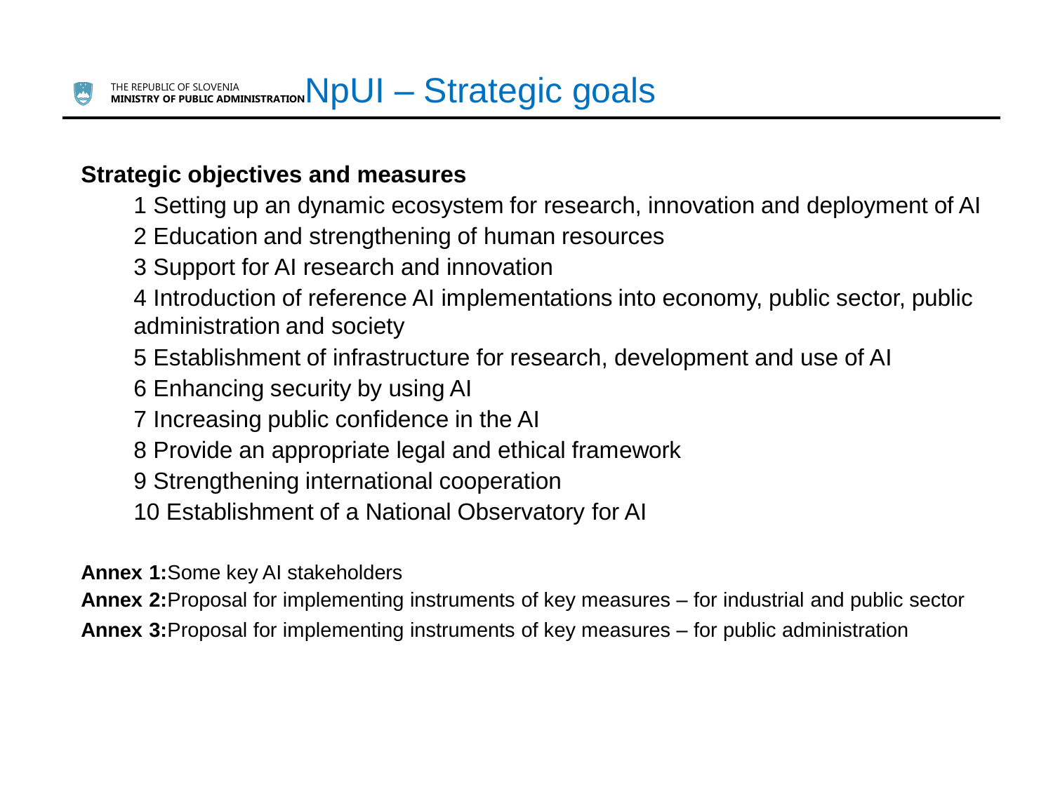# NpUI – Strategic goals

**Strategic objectives and measures**

1 Setting up an dynamic ecosystem for research, innovation and deployment of AI

2 Education and strengthening of human resources

3 Support for AI research and innovation

4 Introduction of reference AI implementations into economy, public sector, public administration and society

5 Establishment of infrastructure for research, development and use of AI

6 Enhancing security by using AI

7 Increasing public confidence in the AI

8 Provide an appropriate legal and ethical framework

9 Strengthening international cooperation

10 Establishment of a National Observatory for AI

**Annex 1:** Some key AI stakeholders

**Annex 2:** Proposal for implementing instruments of key measures – for industrial and public sector

**Annex 3:** Proposal for implementing instruments of key measures – for public administration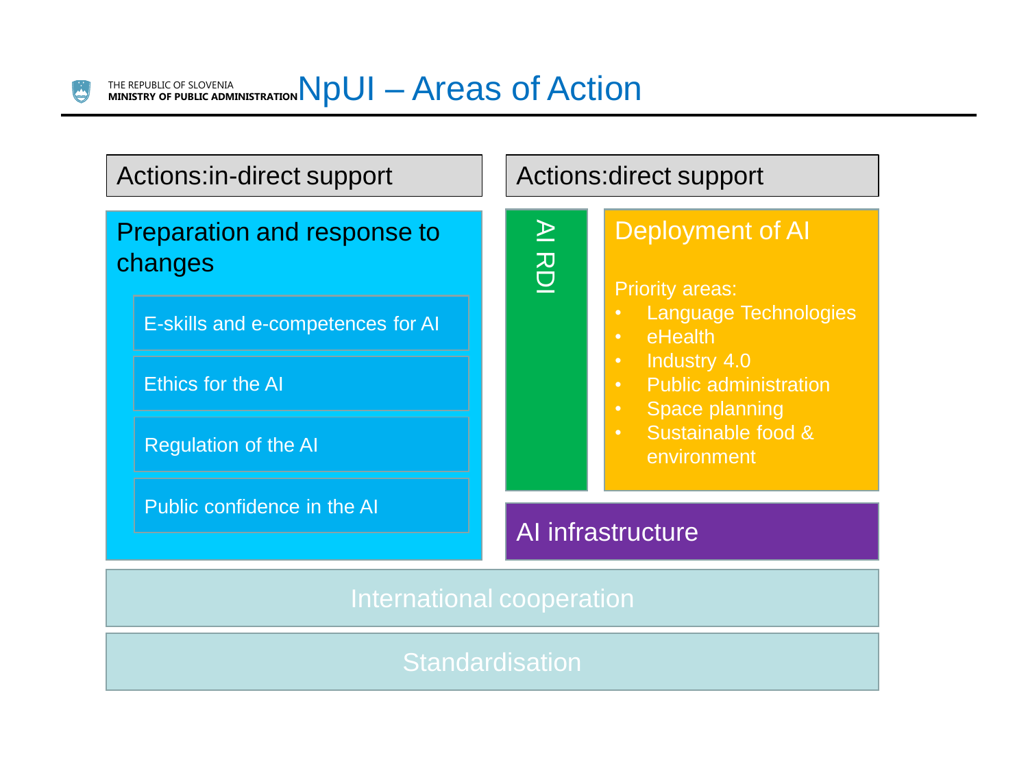# NpUI – Areas of Action

THE REPUBLIC OF SLOVENIA
MINISTRY OF PUBLIC ADMINISTRATION

## Actions:in-direct support

### Preparation and response to changes

- E-skills and e-competences for AI
- Ethics for the AI
- Regulation of the AI
- Public confidence in the AI

## Actions:direct support

### AI RDI

### Deployment of AI

Priority areas:

- Language Technologies
- eHealth
- Industry 4.0
- Public administration
- Space planning
- Sustainable food & environment

### AI infrastructure

## International cooperation

## Standardisation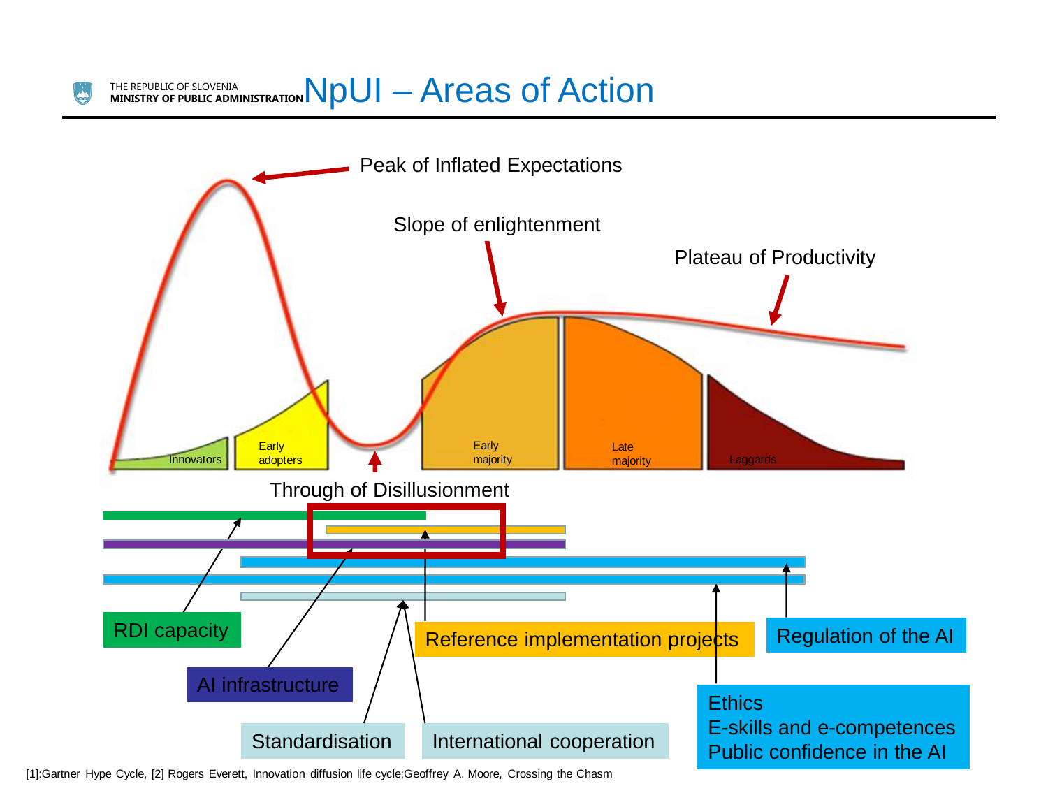THE REPUBLIC OF SLOVENIA
MINISTRY OF PUBLIC ADMINISTRATION

# NpUI – Areas of Action

Peak of Inflated Expectations

Slope of enlightenment

Plateau of Productivity

Innovators

Early adopters

Early majority

Late majority

Laggards

Through of Disillusionment

RDI capacity

AI infrastructure

Standardisation

International cooperation

Reference implementation projects

Regulation of the AI

Ethics
E-skills and e-competences
Public confidence in the AI

[1]:Gartner Hype Cycle, [2] Rogers Everett, Innovation diffusion life cycle;Geoffrey A. Moore, Crossing the Chasm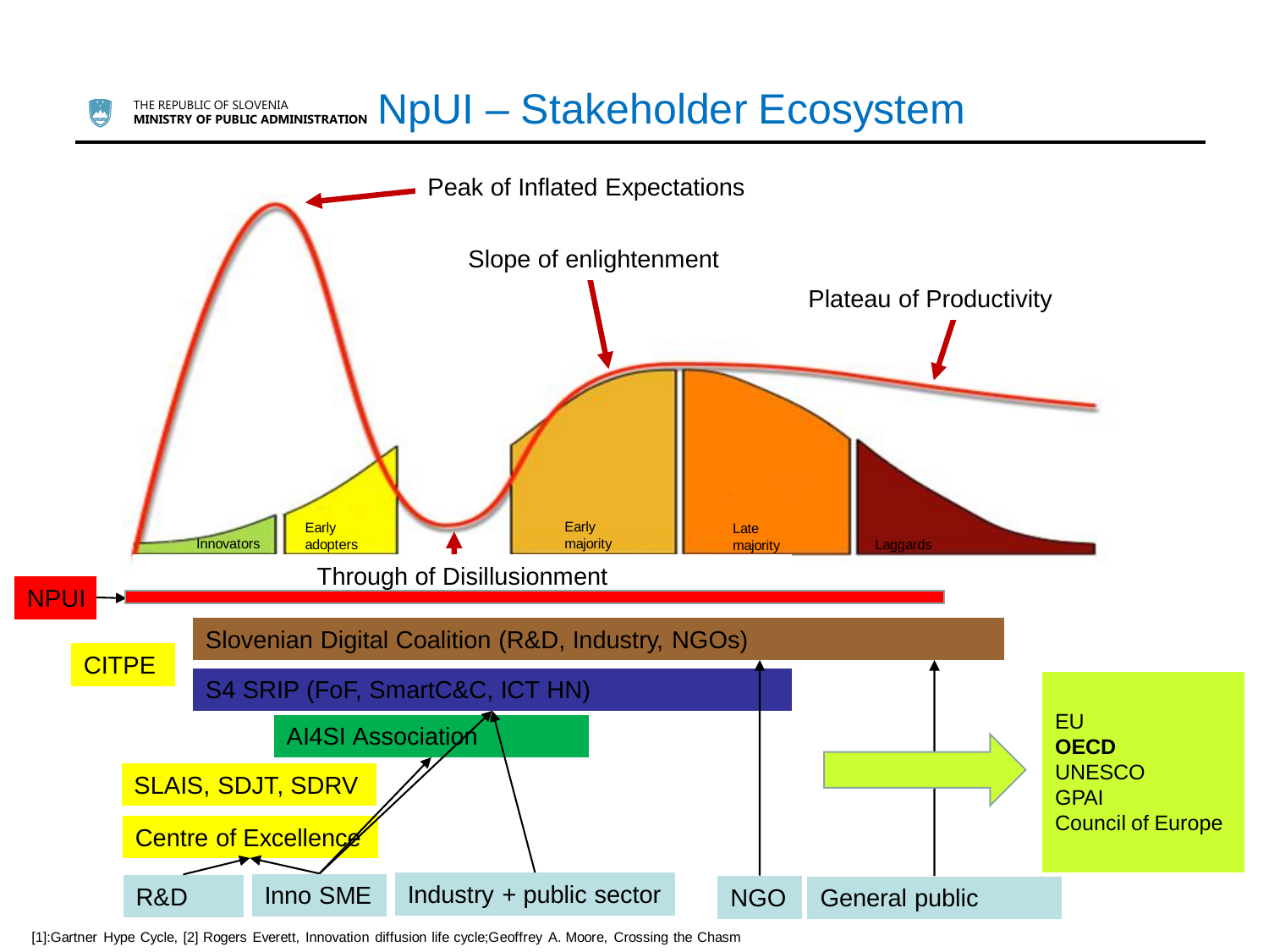# NpUI – Stakeholder Ecosystem

Peak of Inflated Expectations

Slope of enlightenment

Plateau of Productivity

Innovators

Early adopters

Early majority

Late majority

Laggards

Through of Disillusionment

NPUI

Slovenian Digital Coalition (R&D, Industry, NGOs)

CITPE

S4 SRIP (FoF, SmartC&C, ICT HN)

AI4SI Association

SLAIS, SDJT, SDRV

Centre of Excellence

R&D

Inno SME

Industry + public sector

NGO

General public

EU
**OECD**
UNESCO
GPAI
Council of Europe

[1]:Gartner Hype Cycle, [2] Rogers Everett, Innovation diffusion life cycle;Geoffrey A. Moore, Crossing the Chasm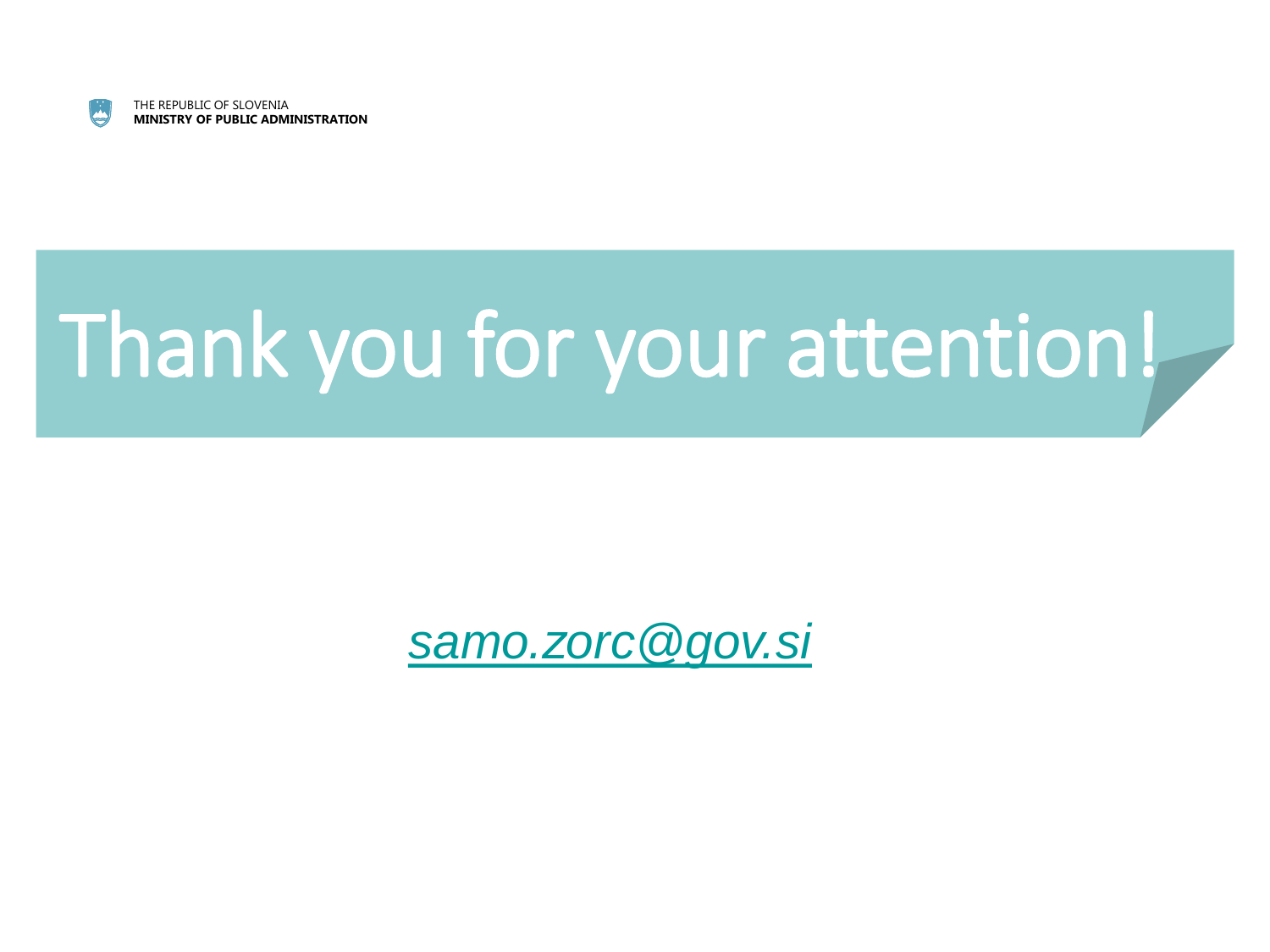THE REPUBLIC OF SLOVENIA
**MINISTRY OF PUBLIC ADMINISTRATION**

# Thank you for your attention!

*samo.zorc@gov.si*